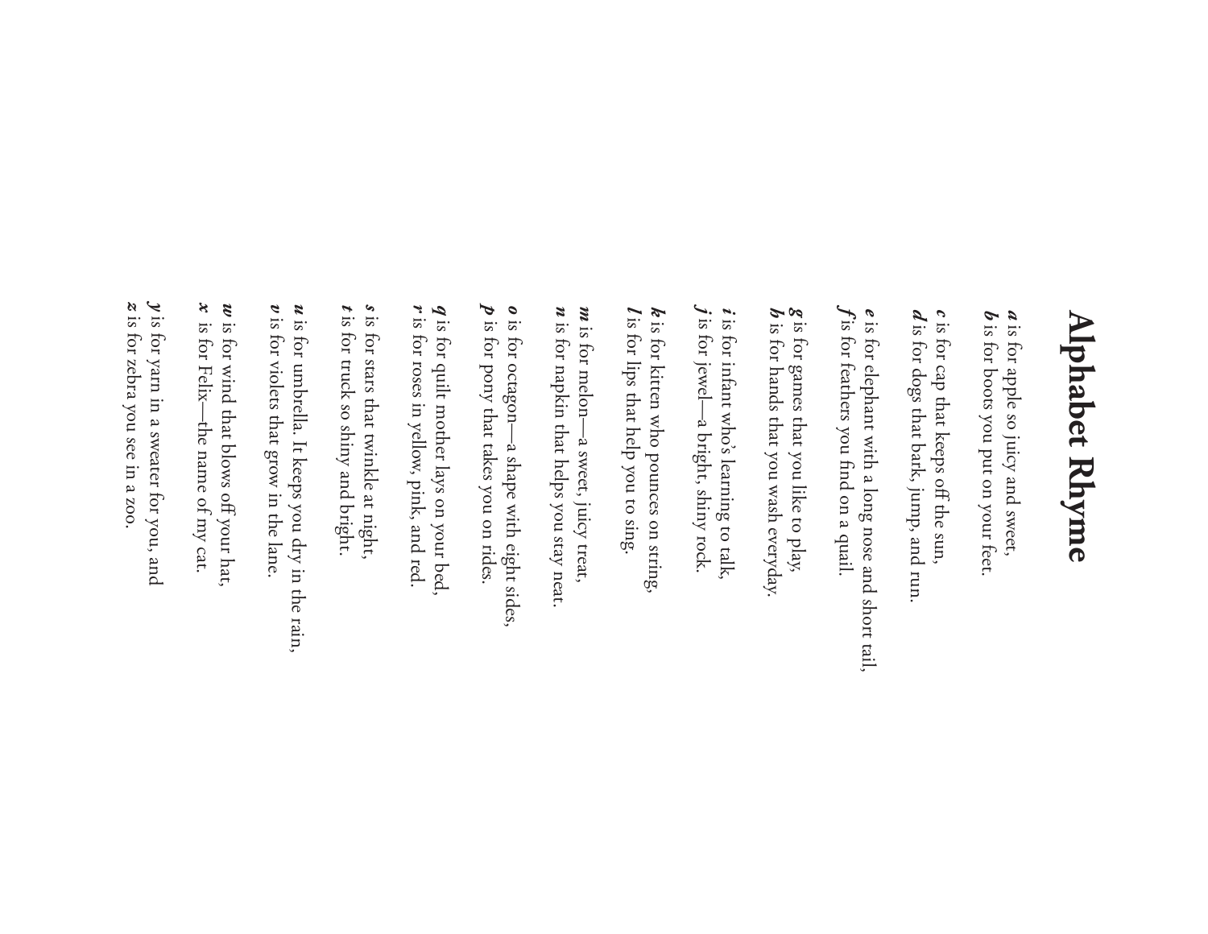# Alphabet Rhyme

***a*** is for apple so juicy and sweet,
***b*** is for boots you put on your feet.

***c*** is for cap that keeps off the sun,
***d*** is for dogs that bark, jump, and run.

***e*** is for elephant with a long nose and short tail,
***f*** is for feathers you find on a quail.

***g*** is for games that you like to play,
***h*** is for hands that you wash everyday.

***i*** is for infant who's learning to talk,
***j*** is for jewel—a bright, shiny rock.

***k*** is for kitten who pounces on string,
***l*** is for lips that help you to sing.

***m*** is for melon—a sweet, juicy treat,
***n*** is for napkin that helps you stay neat.

***o*** is for octagon—a shape with eight sides,
***p*** is for pony that takes you on rides.

***q*** is for quilt mother lays on your bed,
***r*** is for roses in yellow, pink, and red.

***s*** is for stars that twinkle at night,
***t*** is for truck so shiny and bright.

***u*** is for umbrella. It keeps you dry in the rain,
***v*** is for violets that grow in the lane.

***w*** is for wind that blows off your hat,
***x*** is for Felix—the name of my cat.

***y*** is for yarn in a sweater for you, and
***z*** is for zebra you see in a zoo.